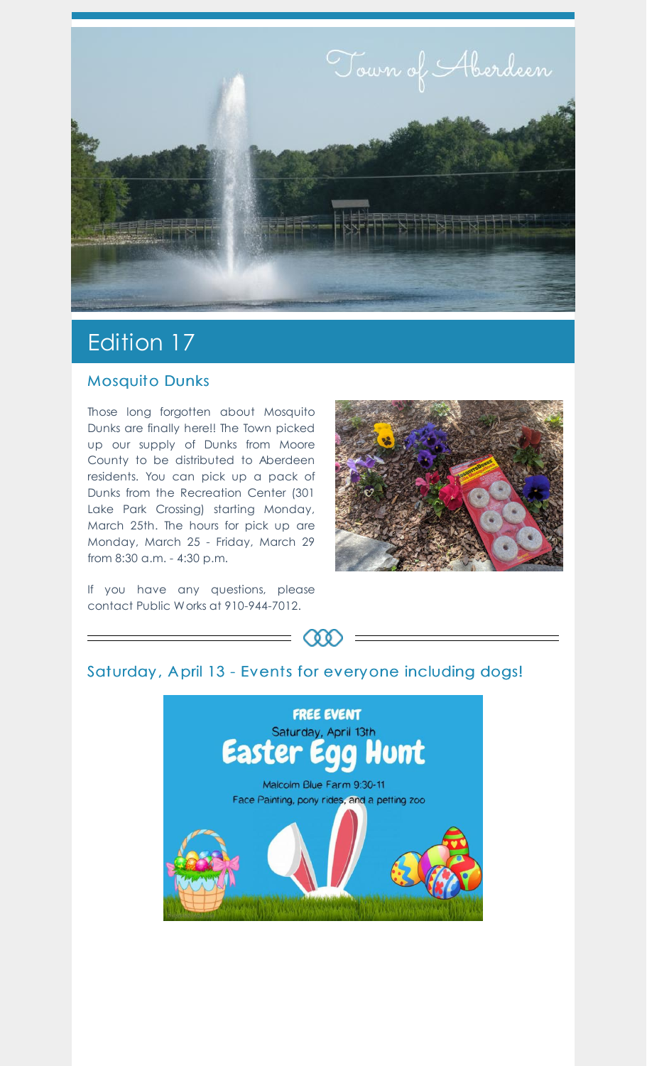Town of Aberdeen

# Edition 17

## Mosquito Dunks

Those long forgotten about Mosquito Dunks are finally here!! The Town picked up our supply of Dunks from Moore County to be distributed to Aberdeen residents. You can pick up a pack of Dunks from the Recreation Center (301 Lake Park Crossing) starting Monday, March 25th. The hours for pick up are Monday, March 25 - Friday, March 29 from 8:30 a.m. - 4:30 p.m.

If you have any questions, please contact Public Works at 910-944-7012.

## Saturday, April 13 - Events for everyone including dogs!

**FREE EVENT**

Saturday, April 13th

**Easter Egg Hunt**

Malcolm Blue Farm 9:30-11

Face Painting, pony rides, and a petting zoo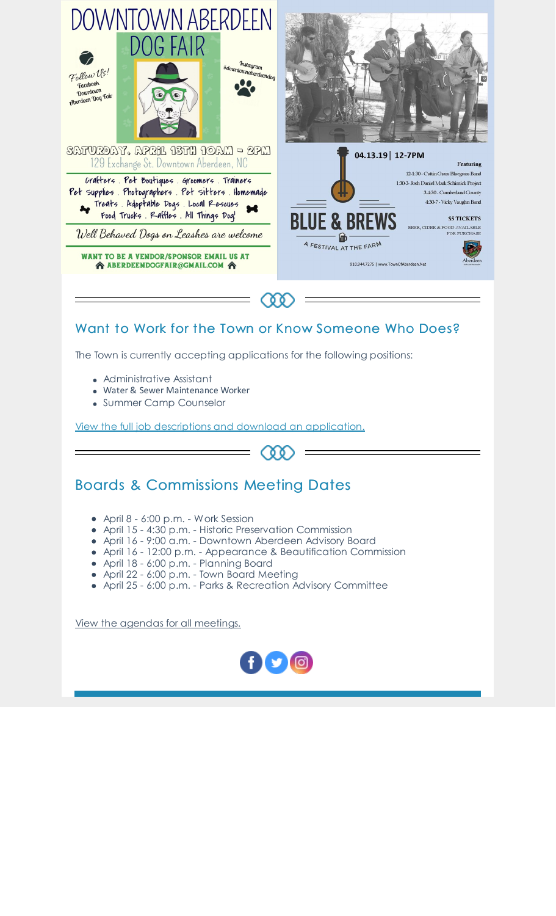# DOWNTOWN ABERDEEN DOG FAIR

Follow Us! Facebook Downtown Aberdeen Dog Fair

Instagram @downtownaberdeendog

SATURDAY, APRIL 13TH 10AM - 2PM

129 Exchange St. Downtown Aberdeen, NC

Crafters . Pet Boutiques . Groomers . Trainers
Pet Supplies . Photographers . Pet sitters . Homemade Treats . Adoptable Dogs . Local Rescues
Food Trucks . Raffles . All Things Dog!

*Well Behaved Dogs on Leashes are welcome*

**WANT TO BE A VENDOR/SPONSOR EMAIL US AT ABERDEENDOGFAIR@GMAIL.COM**

# BLUE & BREWS

A FESTIVAL AT THE FARM

04.13.19 | 12-7PM

Featuring

- 12-1:30 - Cuttin Grass Bluegrass Band
- 1:30-3- Josh Daniel Mark Schimick Project
- 3-4:30 - Cumberland County
- 4:30-7 - Vicky Vaughn Band

$5 TICKETS

BEER, CIDER & FOOD AVAILABLE FOR PURCHASE

910.944.7275 | www.TownOfAberdeen.Net

## Want to Work for the Town or Know Someone Who Does?

The Town is currently accepting applications for the following positions:

- Administrative Assistant
- Water & Sewer Maintenance Worker
- Summer Camp Counselor

View the full job descriptions and download an application.

## Boards & Commissions Meeting Dates

- April 8 - 6:00 p.m. - Work Session
- April 15 - 4:30 p.m. - Historic Preservation Commission
- April 16 - 9:00 a.m. - Downtown Aberdeen Advisory Board
- April 16 - 12:00 p.m. - Appearance & Beautification Commission
- April 18 - 6:00 p.m. - Planning Board
- April 22 - 6:00 p.m. - Town Board Meeting
- April 25 - 6:00 p.m. - Parks & Recreation Advisory Committee

View the agendas for all meetings.